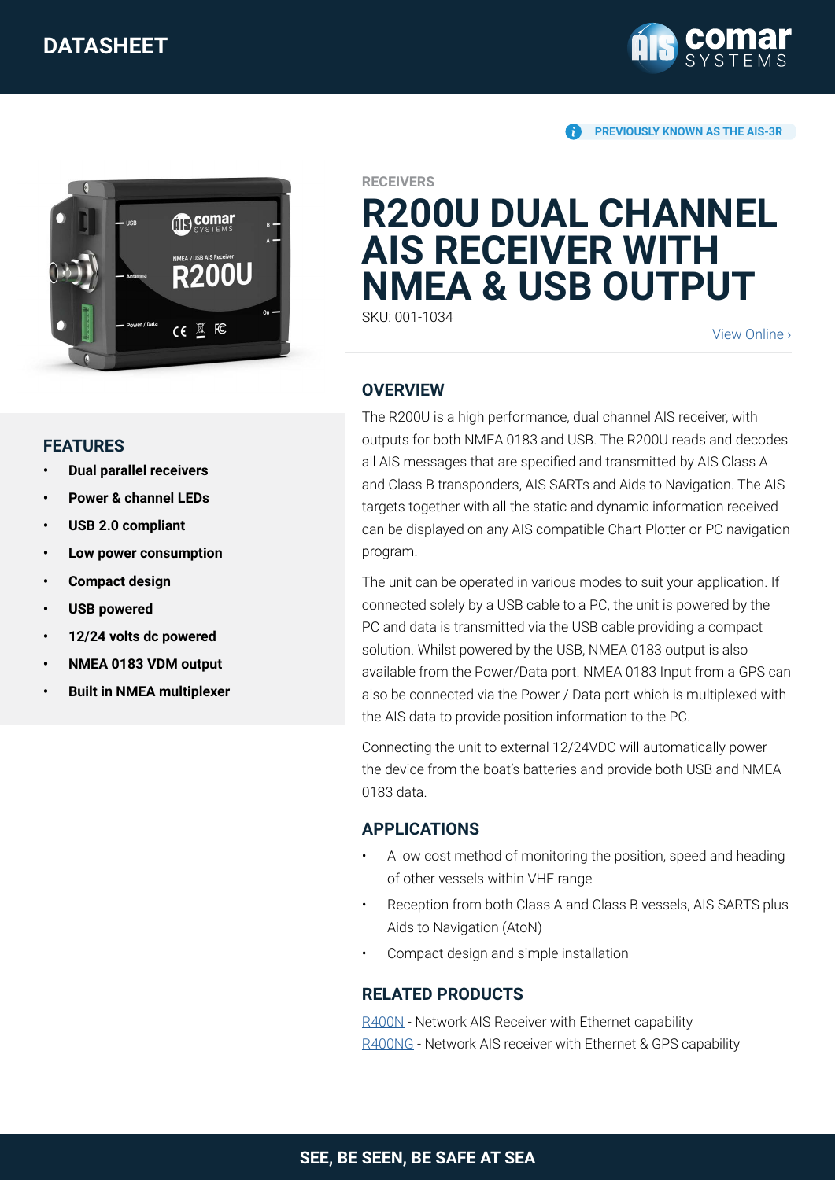DATASHEET

PREVIOUSLY KNOWN AS THE AIS-3R

RECEIVERS

# R200U DUAL CHANNEL AIS RECEIVER WITH NMEA & USB OUTPUT

SKU: 001-1034

View Online ›

## FEATURES

- **Dual parallel receivers**
- **Power & channel LEDs**
- **USB 2.0 compliant**
- **Low power consumption**
- **Compact design**
- **USB powered**
- **12/24 volts dc powered**
- **NMEA 0183 VDM output**
- **Built in NMEA multiplexer**

## OVERVIEW

The R200U is a high performance, dual channel AIS receiver, with outputs for both NMEA 0183 and USB. The R200U reads and decodes all AIS messages that are specified and transmitted by AIS Class A and Class B transponders, AIS SARTs and Aids to Navigation. The AIS targets together with all the static and dynamic information received can be displayed on any AIS compatible Chart Plotter or PC navigation program.

The unit can be operated in various modes to suit your application. If connected solely by a USB cable to a PC, the unit is powered by the PC and data is transmitted via the USB cable providing a compact solution. Whilst powered by the USB, NMEA 0183 output is also available from the Power/Data port. NMEA 0183 Input from a GPS can also be connected via the Power / Data port which is multiplexed with the AIS data to provide position information to the PC.

Connecting the unit to external 12/24VDC will automatically power the device from the boat's batteries and provide both USB and NMEA 0183 data.

## APPLICATIONS

- A low cost method of monitoring the position, speed and heading of other vessels within VHF range
- Reception from both Class A and Class B vessels, AIS SARTS plus Aids to Navigation (AtoN)
- Compact design and simple installation

## RELATED PRODUCTS

R400N - Network AIS Receiver with Ethernet capability
R400NG - Network AIS receiver with Ethernet & GPS capability

SEE, BE SEEN, BE SAFE AT SEA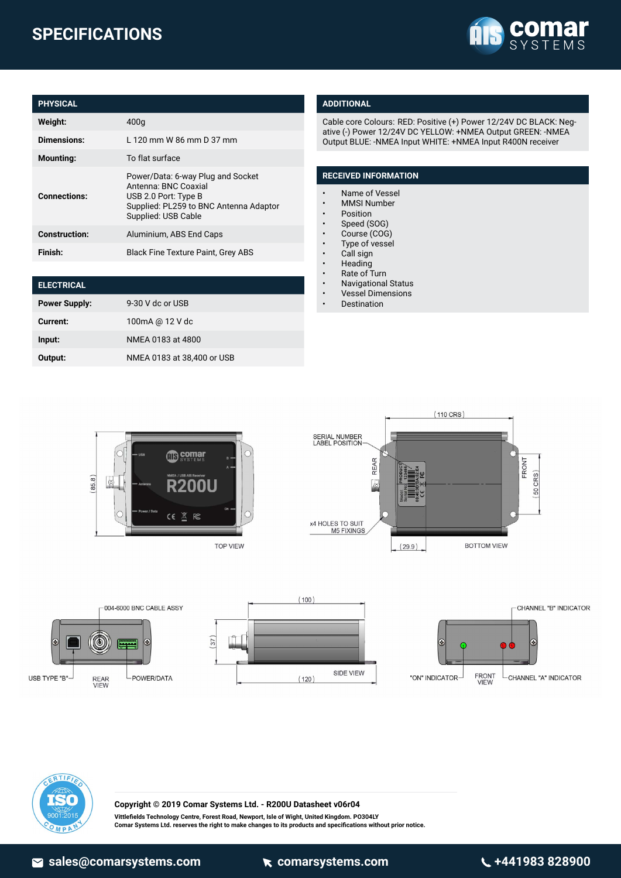# SPECIFICATIONS

## PHYSICAL

| | |
|---|---|
| **Weight:** | 400g |
| **Dimensions:** | L 120 mm W 86 mm D 37 mm |
| **Mounting:** | To flat surface |
| **Connections:** | Power/Data: 6-way Plug and Socket<br>Antenna: BNC Coaxial<br>USB 2.0 Port: Type B<br>Supplied: PL259 to BNC Antenna Adaptor<br>Supplied: USB Cable |
| **Construction:** | Aluminium, ABS End Caps |
| **Finish:** | Black Fine Texture Paint, Grey ABS |

## ELECTRICAL

| | |
|---|---|
| **Power Supply:** | 9-30 V dc or USB |
| **Current:** | 100mA @ 12 V dc |
| **Input:** | NMEA 0183 at 4800 |
| **Output:** | NMEA 0183 at 38,400 or USB |

## ADDITIONAL

Cable core Colours: RED: Positive (+) Power 12/24V DC BLACK: Negative (-) Power 12/24V DC YELLOW: +NMEA Output GREEN: -NMEA Output BLUE: -NMEA Input WHITE: +NMEA Input R400N receiver

## RECEIVED INFORMATION

- Name of Vessel
- MMSI Number
- Position
- Speed (SOG)
- Course (COG)
- Type of vessel
- Call sign
- Heading
- Rate of Turn
- Navigational Status
- Vessel Dimensions
- Destination

(85.8)
USB
Antenna
Power / Data
R200U
TOP VIEW

(110 CRS)
SERIAL NUMBER LABEL POSITION
REAR
FRONT
(50 CRS)
x4 HOLES TO SUIT M5 FIXINGS
(29.9)
BOTTOM VIEW

004-6000 BNC CABLE ASSY
USB TYPE "B"
REAR VIEW
POWER/DATA

(100)
(37)
(120)
SIDE VIEW

CHANNEL "B" INDICATOR
"ON" INDICATOR
FRONT VIEW
CHANNEL "A" INDICATOR

**Copyright © 2019 Comar Systems Ltd. - R200U Datasheet v06r04**

**Vittlefields Technology Centre, Forest Road, Newport, Isle of Wight, United Kingdom. PO304LY**
**Comar Systems Ltd. reserves the right to make changes to its products and specifications without prior notice.**

**sales@comarsystems.com** **comarsystems.com** **+441983 828900**